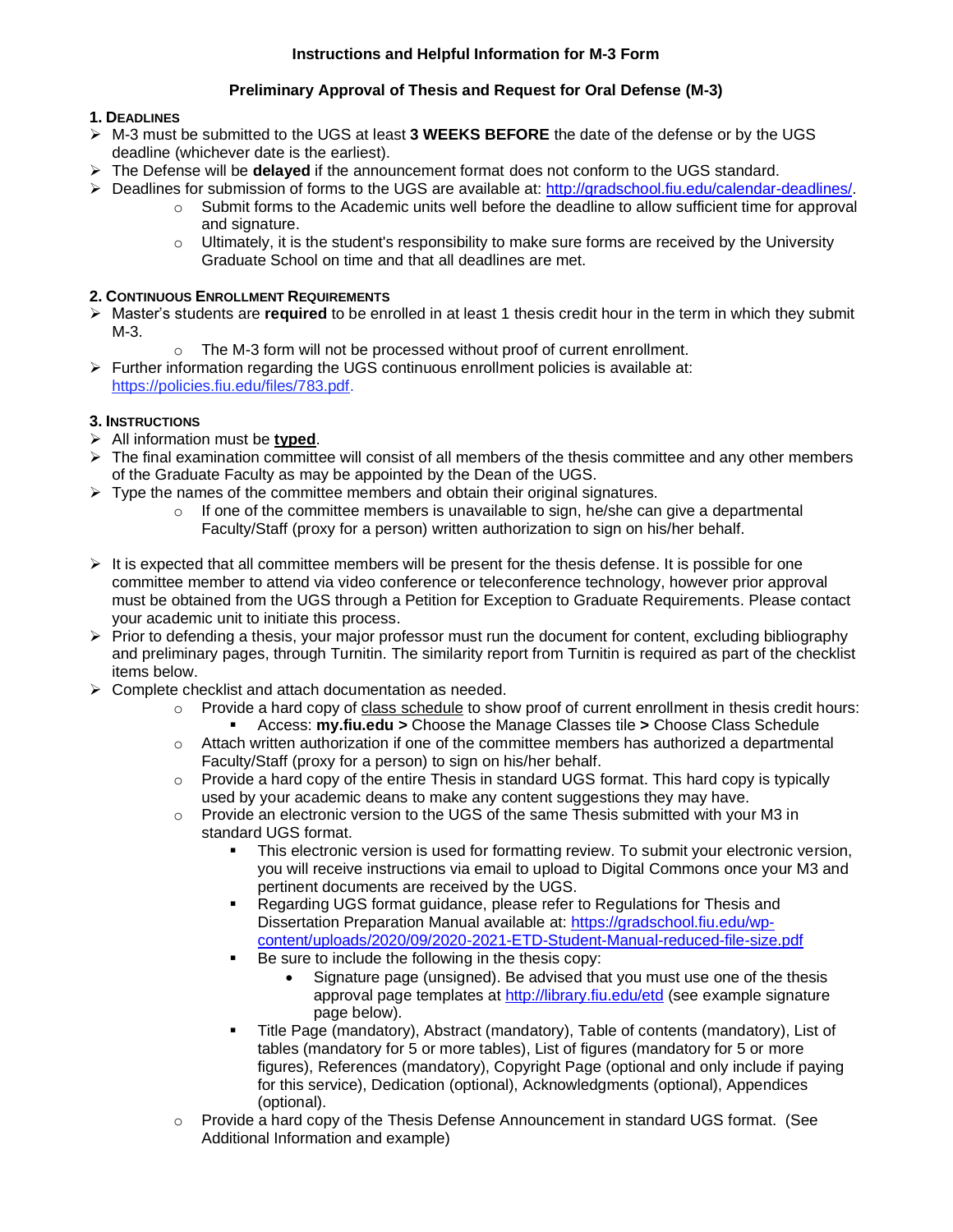# Instructions and Helpful Information for M-3 Form

## Preliminary Approval of Thesis and Request for Oral Defense (M-3)

### 1. Deadlines

- M-3 must be submitted to the UGS at least **3 WEEKS BEFORE** the date of the defense or by the UGS deadline (whichever date is the earliest).
- The Defense will be **delayed** if the announcement format does not conform to the UGS standard.
- Deadlines for submission of forms to the UGS are available at: http://gradschool.fiu.edu/calendar-deadlines/.
  - Submit forms to the Academic units well before the deadline to allow sufficient time for approval and signature.
  - Ultimately, it is the student's responsibility to make sure forms are received by the University Graduate School on time and that all deadlines are met.

### 2. Continuous Enrollment Requirements

- Master's students are **required** to be enrolled in at least 1 thesis credit hour in the term in which they submit M-3.
  - The M-3 form will not be processed without proof of current enrollment.
- Further information regarding the UGS continuous enrollment policies is available at: https://policies.fiu.edu/files/783.pdf.

### 3. Instructions

- All information must be **typed**.
- The final examination committee will consist of all members of the thesis committee and any other members of the Graduate Faculty as may be appointed by the Dean of the UGS.
- Type the names of the committee members and obtain their original signatures.
  - If one of the committee members is unavailable to sign, he/she can give a departmental Faculty/Staff (proxy for a person) written authorization to sign on his/her behalf.
- It is expected that all committee members will be present for the thesis defense. It is possible for one committee member to attend via video conference or teleconference technology, however prior approval must be obtained from the UGS through a Petition for Exception to Graduate Requirements. Please contact your academic unit to initiate this process.
- Prior to defending a thesis, your major professor must run the document for content, excluding bibliography and preliminary pages, through Turnitin. The similarity report from Turnitin is required as part of the checklist items below.
- Complete checklist and attach documentation as needed.
  - Provide a hard copy of class schedule to show proof of current enrollment in thesis credit hours:
    - Access: **my.fiu.edu >** Choose the Manage Classes tile **>** Choose Class Schedule
  - Attach written authorization if one of the committee members has authorized a departmental Faculty/Staff (proxy for a person) to sign on his/her behalf.
  - Provide a hard copy of the entire Thesis in standard UGS format. This hard copy is typically used by your academic deans to make any content suggestions they may have.
  - Provide an electronic version to the UGS of the same Thesis submitted with your M3 in standard UGS format.
    - This electronic version is used for formatting review. To submit your electronic version, you will receive instructions via email to upload to Digital Commons once your M3 and pertinent documents are received by the UGS.
    - Regarding UGS format guidance, please refer to Regulations for Thesis and Dissertation Preparation Manual available at: https://gradschool.fiu.edu/wp-content/uploads/2020/09/2020-2021-ETD-Student-Manual-reduced-file-size.pdf
    - Be sure to include the following in the thesis copy:
      - Signature page (unsigned). Be advised that you must use one of the thesis approval page templates at http://library.fiu.edu/etd (see example signature page below).
    - Title Page (mandatory), Abstract (mandatory), Table of contents (mandatory), List of tables (mandatory for 5 or more tables), List of figures (mandatory for 5 or more figures), References (mandatory), Copyright Page (optional and only include if paying for this service), Dedication (optional), Acknowledgments (optional), Appendices (optional).
  - Provide a hard copy of the Thesis Defense Announcement in standard UGS format. (See Additional Information and example)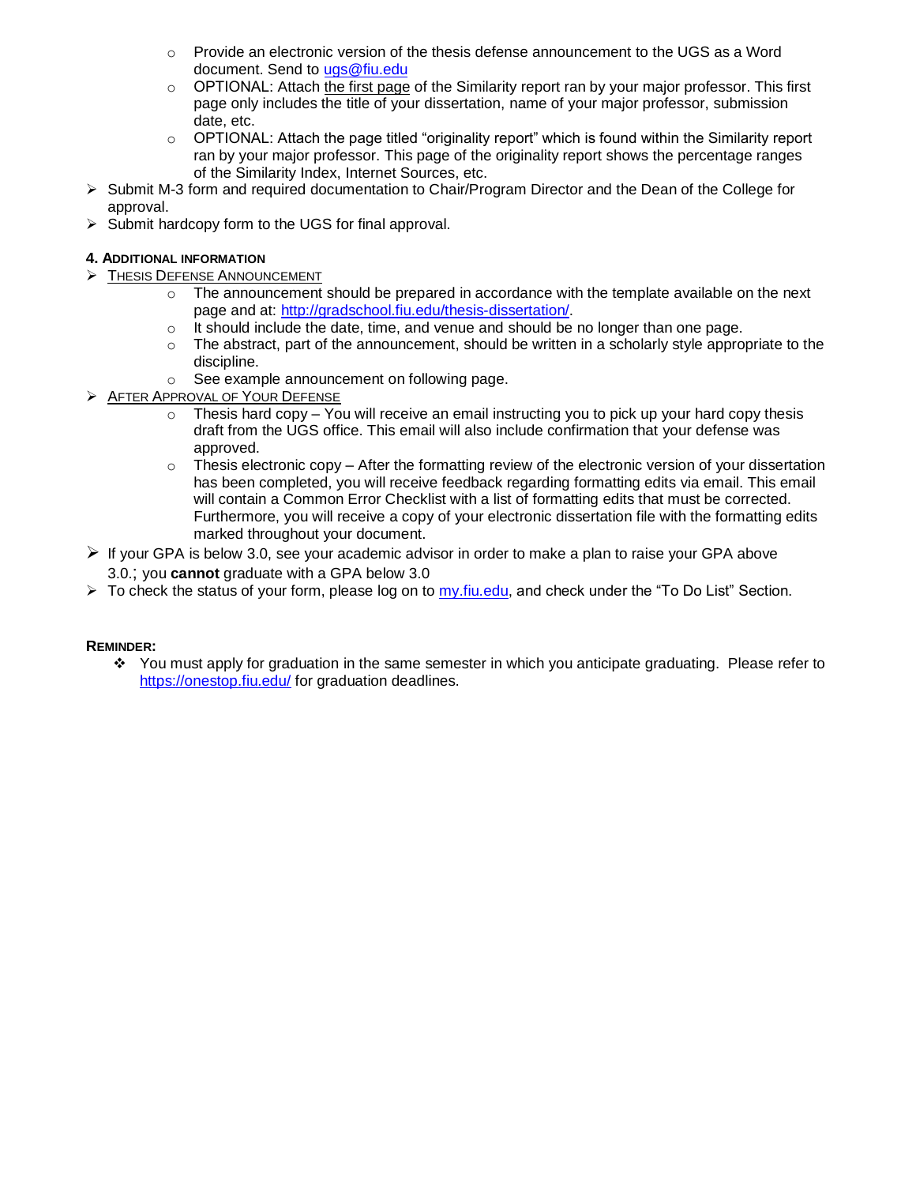- Provide an electronic version of the thesis defense announcement to the UGS as a Word document. Send to ugs@fiu.edu
- OPTIONAL: Attach the first page of the Similarity report ran by your major professor. This first page only includes the title of your dissertation, name of your major professor, submission date, etc.
- OPTIONAL: Attach the page titled "originality report" which is found within the Similarity report ran by your major professor. This page of the originality report shows the percentage ranges of the Similarity Index, Internet Sources, etc.

- Submit M-3 form and required documentation to Chair/Program Director and the Dean of the College for approval.
- Submit hardcopy form to the UGS for final approval.

### 4. Additional information

- Thesis Defense Announcement
    - The announcement should be prepared in accordance with the template available on the next page and at: http://gradschool.fiu.edu/thesis-dissertation/.
    - It should include the date, time, and venue and should be no longer than one page.
    - The abstract, part of the announcement, should be written in a scholarly style appropriate to the discipline.
    - See example announcement on following page.
- After Approval of Your Defense
    - Thesis hard copy – You will receive an email instructing you to pick up your hard copy thesis draft from the UGS office. This email will also include confirmation that your defense was approved.
    - Thesis electronic copy – After the formatting review of the electronic version of your dissertation has been completed, you will receive feedback regarding formatting edits via email. This email will contain a Common Error Checklist with a list of formatting edits that must be corrected. Furthermore, you will receive a copy of your electronic dissertation file with the formatting edits marked throughout your document.
- If your GPA is below 3.0, see your academic advisor in order to make a plan to raise your GPA above 3.0.; you **cannot** graduate with a GPA below 3.0
- To check the status of your form, please log on to my.fiu.edu, and check under the "To Do List" Section.

**Reminder:**

- You must apply for graduation in the same semester in which you anticipate graduating. Please refer to https://onestop.fiu.edu/ for graduation deadlines.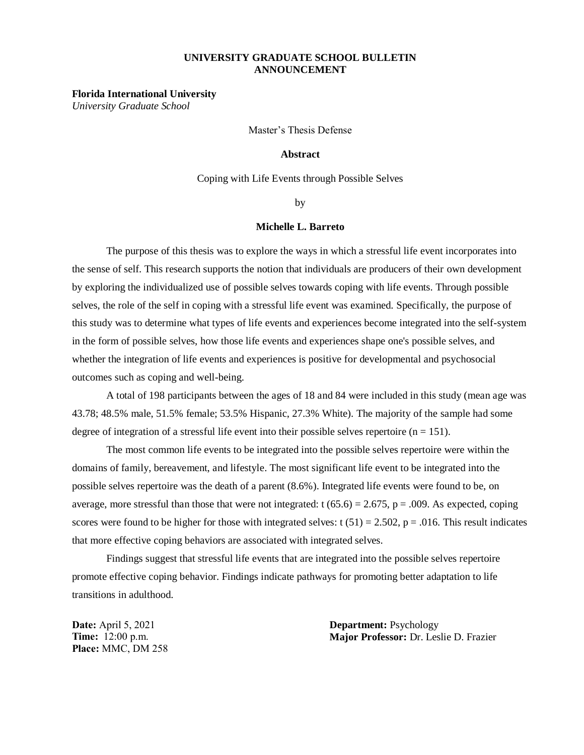**UNIVERSITY GRADUATE SCHOOL BULLETIN ANNOUNCEMENT**

**Florida International University**
*University Graduate School*

Master's Thesis Defense

**Abstract**

Coping with Life Events through Possible Selves

by

**Michelle L. Barreto**

The purpose of this thesis was to explore the ways in which a stressful life event incorporates into the sense of self. This research supports the notion that individuals are producers of their own development by exploring the individualized use of possible selves towards coping with life events. Through possible selves, the role of the self in coping with a stressful life event was examined. Specifically, the purpose of this study was to determine what types of life events and experiences become integrated into the self-system in the form of possible selves, how those life events and experiences shape one's possible selves, and whether the integration of life events and experiences is positive for developmental and psychosocial outcomes such as coping and well-being.

A total of 198 participants between the ages of 18 and 84 were included in this study (mean age was 43.78; 48.5% male, 51.5% female; 53.5% Hispanic, 27.3% White). The majority of the sample had some degree of integration of a stressful life event into their possible selves repertoire ($n = 151$).

The most common life events to be integrated into the possible selves repertoire were within the domains of family, bereavement, and lifestyle. The most significant life event to be integrated into the possible selves repertoire was the death of a parent (8.6%). Integrated life events were found to be, on average, more stressful than those that were not integrated: $t\ (65.6) = 2.675$, $p = .009$. As expected, coping scores were found to be higher for those with integrated selves: $t\ (51) = 2.502$, $p = .016$. This result indicates that more effective coping behaviors are associated with integrated selves.

Findings suggest that stressful life events that are integrated into the possible selves repertoire promote effective coping behavior. Findings indicate pathways for promoting better adaptation to life transitions in adulthood.

**Date:** April 5, 2021
**Time:** 12:00 p.m.
**Place:** MMC, DM 258

**Department:** Psychology
**Major Professor:** Dr. Leslie D. Frazier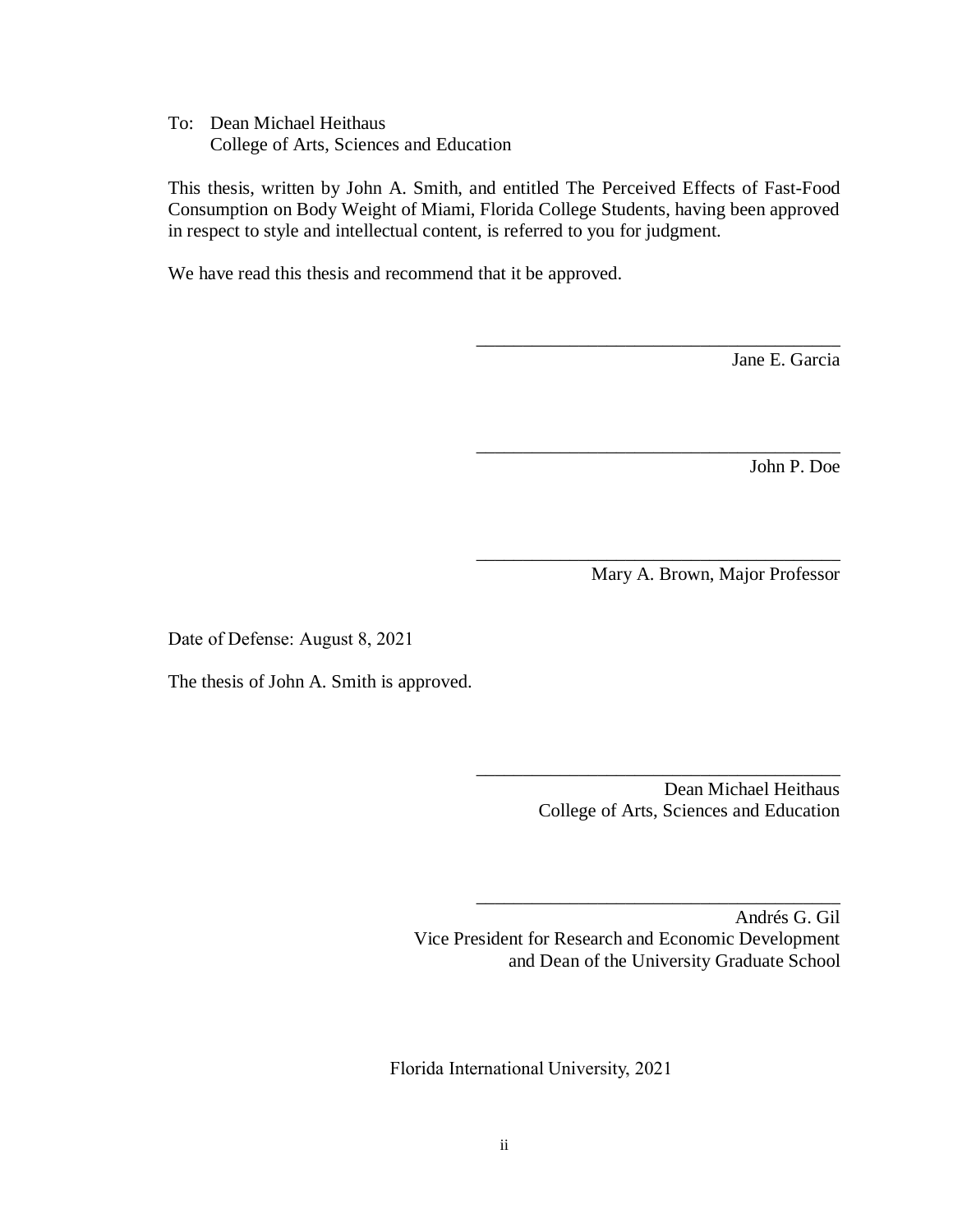To: Dean Michael Heithaus
College of Arts, Sciences and Education

This thesis, written by John A. Smith, and entitled The Perceived Effects of Fast-Food Consumption on Body Weight of Miami, Florida College Students, having been approved in respect to style and intellectual content, is referred to you for judgment.

We have read this thesis and recommend that it be approved.

_______________________________________
Jane E. Garcia

_______________________________________
John P. Doe

_______________________________________
Mary A. Brown, Major Professor

Date of Defense: August 8, 2021

The thesis of John A. Smith is approved.

_______________________________________
Dean Michael Heithaus
College of Arts, Sciences and Education

_______________________________________
Andrés G. Gil
Vice President for Research and Economic Development
and Dean of the University Graduate School

Florida International University, 2021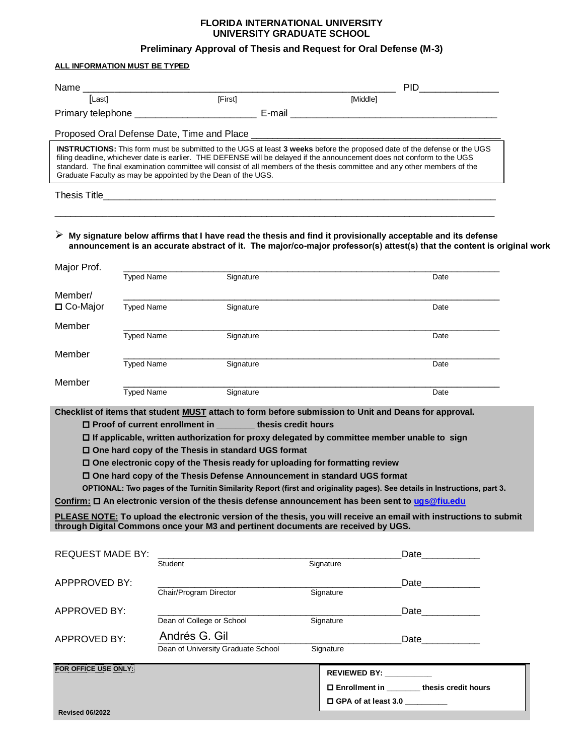**FLORIDA INTERNATIONAL UNIVERSITY**
**UNIVERSITY GRADUATE SCHOOL**

## Preliminary Approval of Thesis and Request for Oral Defense (M-3)

**ALL INFORMATION MUST BE TYPED**

Name ____________________________________________________________ PID_______________

[Last] [First] [Middle]

Primary telephone _______________________ E-mail _________________________________________

Proposed Oral Defense Date, Time and Place ____________________________________________

> **INSTRUCTIONS:** This form must be submitted to the UGS at least **3 weeks** before the proposed date of the defense or the UGS filing deadline, whichever date is earlier. THE DEFENSE will be delayed if the announcement does not conform to the UGS standard. The final examination committee will consist of all members of the thesis committee and any other members of the Graduate Faculty as may be appointed by the Dean of the UGS.

Thesis Title_______________________________________________________________________________

___________________________________________________________________________________________

- **My signature below affirms that I have read the thesis and find it provisionally acceptable and its defense announcement is an accurate abstract of it. The major/co-major professor(s) attest(s) that the content is original work**

| | | | |
|---|---|---|---|
| Major Prof. | Typed Name | Signature | Date |
| Member/ ☐ Co-Major | Typed Name | Signature | Date |
| Member | Typed Name | Signature | Date |
| Member | Typed Name | Signature | Date |
| Member | Typed Name | Signature | Date |

**Checklist of items that student MUST attach to form before submission to Unit and Deans for approval.**

- ☐ **Proof of current enrollment in ________ thesis credit hours**
- ☐ **If applicable, written authorization for proxy delegated by committee member unable to sign**
- ☐ **One hard copy of the Thesis in standard UGS format**
- ☐ **One electronic copy of the Thesis ready for uploading for formatting review**
- ☐ **One hard copy of the Thesis Defense Announcement in standard UGS format**

**OPTIONAL: Two pages of the Turnitin Similarity Report (first and originality pages). See details in Instructions, part 3.**

**Confirm:** ☐ **An electronic version of the thesis defense announcement has been sent to ugs@fiu.edu**

**PLEASE NOTE: To upload the electronic version of the thesis, you will receive an email with instructions to submit through Digital Commons once your M3 and pertinent documents are received by UGS.**

| | | | |
|---|---|---|---|
| REQUEST MADE BY: | Student | Signature | Date___________ |
| APPPROVED BY: | Chair/Program Director | Signature | Date___________ |
| APPROVED BY: | Dean of College or School | Signature | Date___________ |
| APPROVED BY: | Andrés G. Gil<br>Dean of University Graduate School | Signature | Date___________ |

**FOR OFFICE USE ONLY:**

**REVIEWED BY:** ___________

☐ **Enrollment in _______ thesis credit hours**

☐ **GPA of at least 3.0 _________**

**Revised 06/2022**